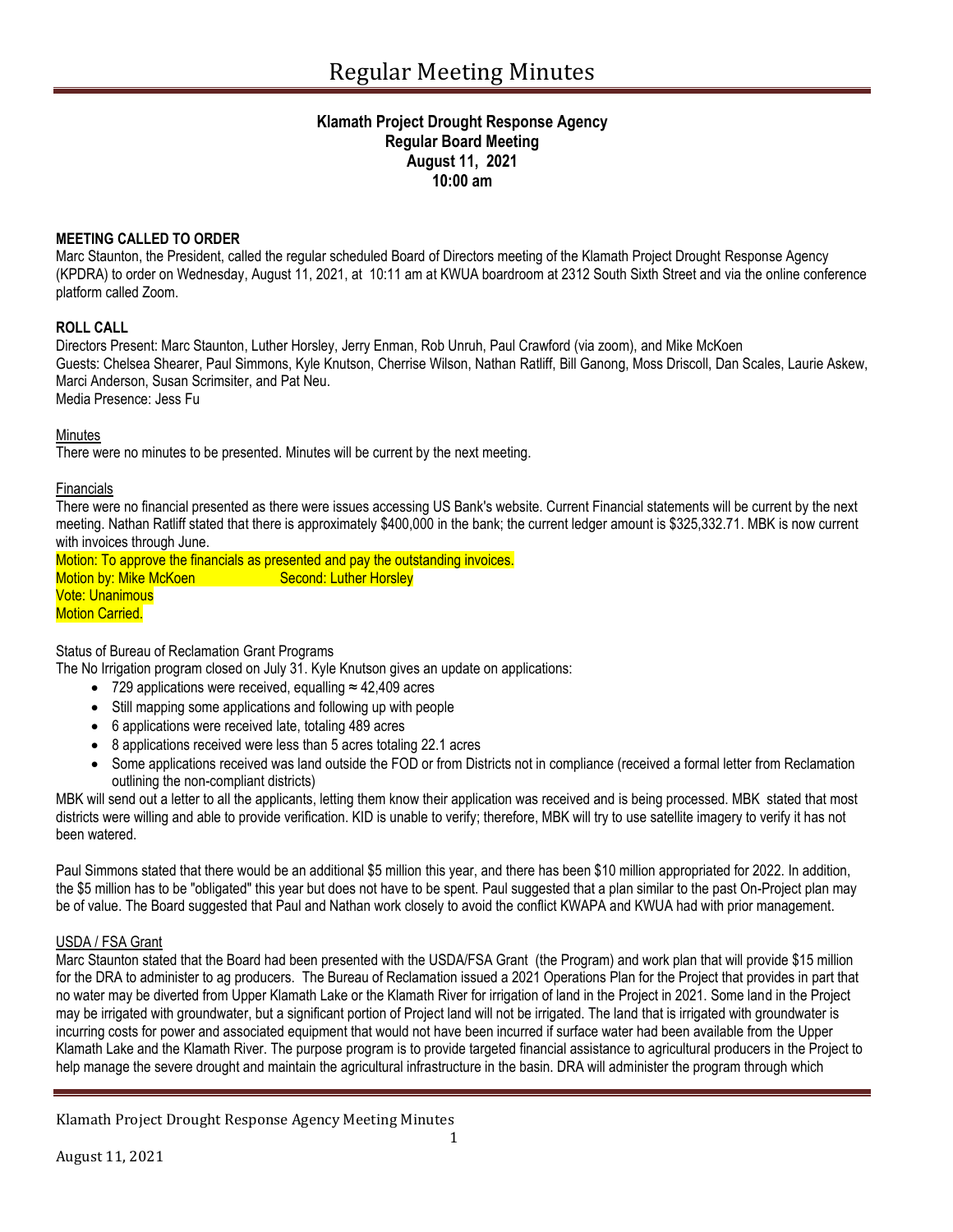# Regular Meeting Minutes

**Klamath Project Drought Response Agency**
**Regular Board Meeting**
**August 11, 2021**
**10:00 am**

**MEETING CALLED TO ORDER**

Marc Staunton, the President, called the regular scheduled Board of Directors meeting of the Klamath Project Drought Response Agency (KPDRA) to order on Wednesday, August 11, 2021, at 10:11 am at KWUA boardroom at 2312 South Sixth Street and via the online conference platform called Zoom.

**ROLL CALL**

Directors Present: Marc Staunton, Luther Horsley, Jerry Enman, Rob Unruh, Paul Crawford (via zoom), and Mike McKoen
Guests: Chelsea Shearer, Paul Simmons, Kyle Knutson, Cherrise Wilson, Nathan Ratliff, Bill Ganong, Moss Driscoll, Dan Scales, Laurie Askew, Marci Anderson, Susan Scrimsiter, and Pat Neu.
Media Presence: Jess Fu

Minutes

There were no minutes to be presented. Minutes will be current by the next meeting.

Financials

There were no financial presented as there were issues accessing US Bank's website. Current Financial statements will be current by the next meeting. Nathan Ratliff stated that there is approximately $400,000 in the bank; the current ledger amount is $325,332.71. MBK is now current with invoices through June.

Motion: To approve the financials as presented and pay the outstanding invoices.
Motion by: Mike McKoen Second: Luther Horsley
Vote: Unanimous
Motion Carried.

Status of Bureau of Reclamation Grant Programs

The No Irrigation program closed on July 31. Kyle Knutson gives an update on applications:

- 729 applications were received, equalling ≈ 42,409 acres
- Still mapping some applications and following up with people
- 6 applications were received late, totaling 489 acres
- 8 applications received were less than 5 acres totaling 22.1 acres
- Some applications received was land outside the FOD or from Districts not in compliance (received a formal letter from Reclamation outlining the non-compliant districts)

MBK will send out a letter to all the applicants, letting them know their application was received and is being processed. MBK stated that most districts were willing and able to provide verification. KID is unable to verify; therefore, MBK will try to use satellite imagery to verify it has not been watered.

Paul Simmons stated that there would be an additional $5 million this year, and there has been $10 million appropriated for 2022. In addition, the $5 million has to be "obligated" this year but does not have to be spent. Paul suggested that a plan similar to the past On-Project plan may be of value. The Board suggested that Paul and Nathan work closely to avoid the conflict KWAPA and KWUA had with prior management.

USDA / FSA Grant

Marc Staunton stated that the Board had been presented with the USDA/FSA Grant (the Program) and work plan that will provide $15 million for the DRA to administer to ag producers. The Bureau of Reclamation issued a 2021 Operations Plan for the Project that provides in part that no water may be diverted from Upper Klamath Lake or the Klamath River for irrigation of land in the Project in 2021. Some land in the Project may be irrigated with groundwater, but a significant portion of Project land will not be irrigated. The land that is irrigated with groundwater is incurring costs for power and associated equipment that would not have been incurred if surface water had been available from the Upper Klamath Lake and the Klamath River. The purpose program is to provide targeted financial assistance to agricultural producers in the Project to help manage the severe drought and maintain the agricultural infrastructure in the basin. DRA will administer the program through which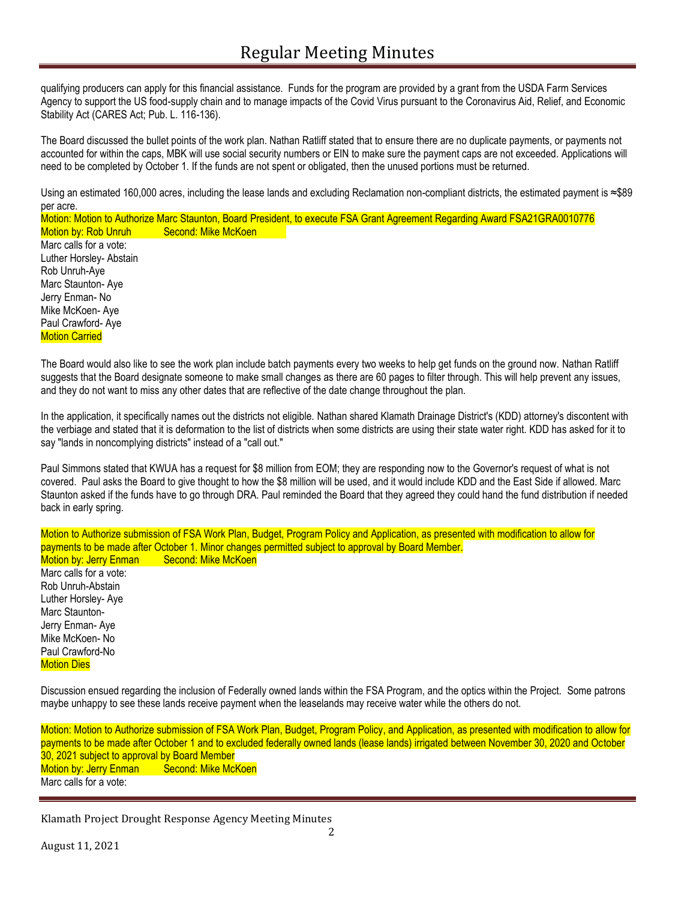qualifying producers can apply for this financial assistance. Funds for the program are provided by a grant from the USDA Farm Services Agency to support the US food-supply chain and to manage impacts of the Covid Virus pursuant to the Coronavirus Aid, Relief, and Economic Stability Act (CARES Act; Pub. L. 116-136).

The Board discussed the bullet points of the work plan. Nathan Ratliff stated that to ensure there are no duplicate payments, or payments not accounted for within the caps, MBK will use social security numbers or EIN to make sure the payment caps are not exceeded. Applications will need to be completed by October 1. If the funds are not spent or obligated, then the unused portions must be returned.

Using an estimated 160,000 acres, including the lease lands and excluding Reclamation non-compliant districts, the estimated payment is ≈$89 per acre.

Motion: Motion to Authorize Marc Staunton, Board President, to execute FSA Grant Agreement Regarding Award FSA21GRA0010776
Motion by: Rob Unruh  Second: Mike McKoen
Marc calls for a vote:
Luther Horsley- Abstain
Rob Unruh-Aye
Marc Staunton- Aye
Jerry Enman- No
Mike McKoen- Aye
Paul Crawford- Aye
Motion Carried

The Board would also like to see the work plan include batch payments every two weeks to help get funds on the ground now. Nathan Ratliff suggests that the Board designate someone to make small changes as there are 60 pages to filter through. This will help prevent any issues, and they do not want to miss any other dates that are reflective of the date change throughout the plan.

In the application, it specifically names out the districts not eligible. Nathan shared Klamath Drainage District's (KDD) attorney's discontent with the verbiage and stated that it is deformation to the list of districts when some districts are using their state water right. KDD has asked for it to say "lands in noncomplying districts" instead of a "call out."

Paul Simmons stated that KWUA has a request for $8 million from EOM; they are responding now to the Governor's request of what is not covered. Paul asks the Board to give thought to how the $8 million will be used, and it would include KDD and the East Side if allowed. Marc Staunton asked if the funds have to go through DRA. Paul reminded the Board that they agreed they could hand the fund distribution if needed back in early spring.

Motion to Authorize submission of FSA Work Plan, Budget, Program Policy and Application, as presented with modification to allow for payments to be made after October 1. Minor changes permitted subject to approval by Board Member.
Motion by: Jerry Enman  Second: Mike McKoen
Marc calls for a vote:
Rob Unruh-Abstain
Luther Horsley- Aye
Marc Staunton-
Jerry Enman- Aye
Mike McKoen- No
Paul Crawford-No
Motion Dies

Discussion ensued regarding the inclusion of Federally owned lands within the FSA Program, and the optics within the Project. Some patrons maybe unhappy to see these lands receive payment when the leaselands may receive water while the others do not.

Motion: Motion to Authorize submission of FSA Work Plan, Budget, Program Policy, and Application, as presented with modification to allow for payments to be made after October 1 and to excluded federally owned lands (lease lands) irrigated between November 30, 2020 and October 30, 2021 subject to approval by Board Member
Motion by: Jerry Enman  Second: Mike McKoen
Marc calls for a vote: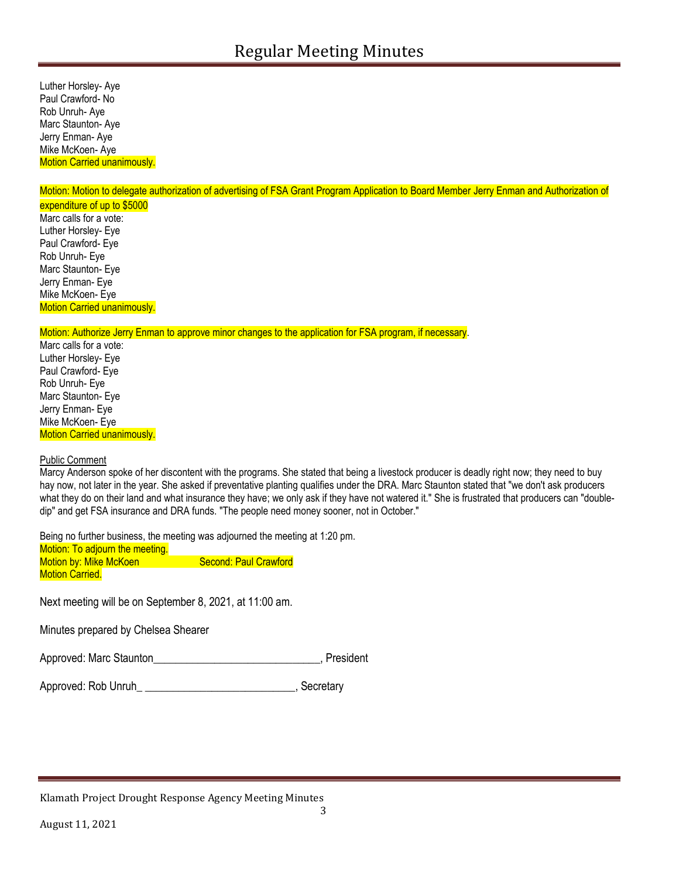Luther Horsley- Aye
Paul Crawford- No
Rob Unruh- Aye
Marc Staunton- Aye
Jerry Enman- Aye
Mike McKoen- Aye
Motion Carried unanimously.

Motion: Motion to delegate authorization of advertising of FSA Grant Program Application to Board Member Jerry Enman and Authorization of expenditure of up to $5000
Marc calls for a vote:
Luther Horsley- Eye
Paul Crawford- Eye
Rob Unruh- Eye
Marc Staunton- Eye
Jerry Enman- Eye
Mike McKoen- Eye
Motion Carried unanimously.

Motion: Authorize Jerry Enman to approve minor changes to the application for FSA program, if necessary.
Marc calls for a vote:
Luther Horsley- Eye
Paul Crawford- Eye
Rob Unruh- Eye
Marc Staunton- Eye
Jerry Enman- Eye
Mike McKoen- Eye
Motion Carried unanimously.

Public Comment
Marcy Anderson spoke of her discontent with the programs. She stated that being a livestock producer is deadly right now; they need to buy hay now, not later in the year. She asked if preventative planting qualifies under the DRA. Marc Staunton stated that "we don't ask producers what they do on their land and what insurance they have; we only ask if they have not watered it." She is frustrated that producers can "double-dip" and get FSA insurance and DRA funds. "The people need money sooner, not in October."

Being no further business, the meeting was adjourned the meeting at 1:20 pm.
Motion: To adjourn the meeting.
Motion by: Mike McKoen Second: Paul Crawford
Motion Carried.

Next meeting will be on September 8, 2021, at 11:00 am.

Minutes prepared by Chelsea Shearer

Approved: Marc Staunton______________________________, President

Approved: Rob Unruh_ ___________________________, Secretary

Klamath Project Drought Response Agency Meeting Minutes

August 11, 2021